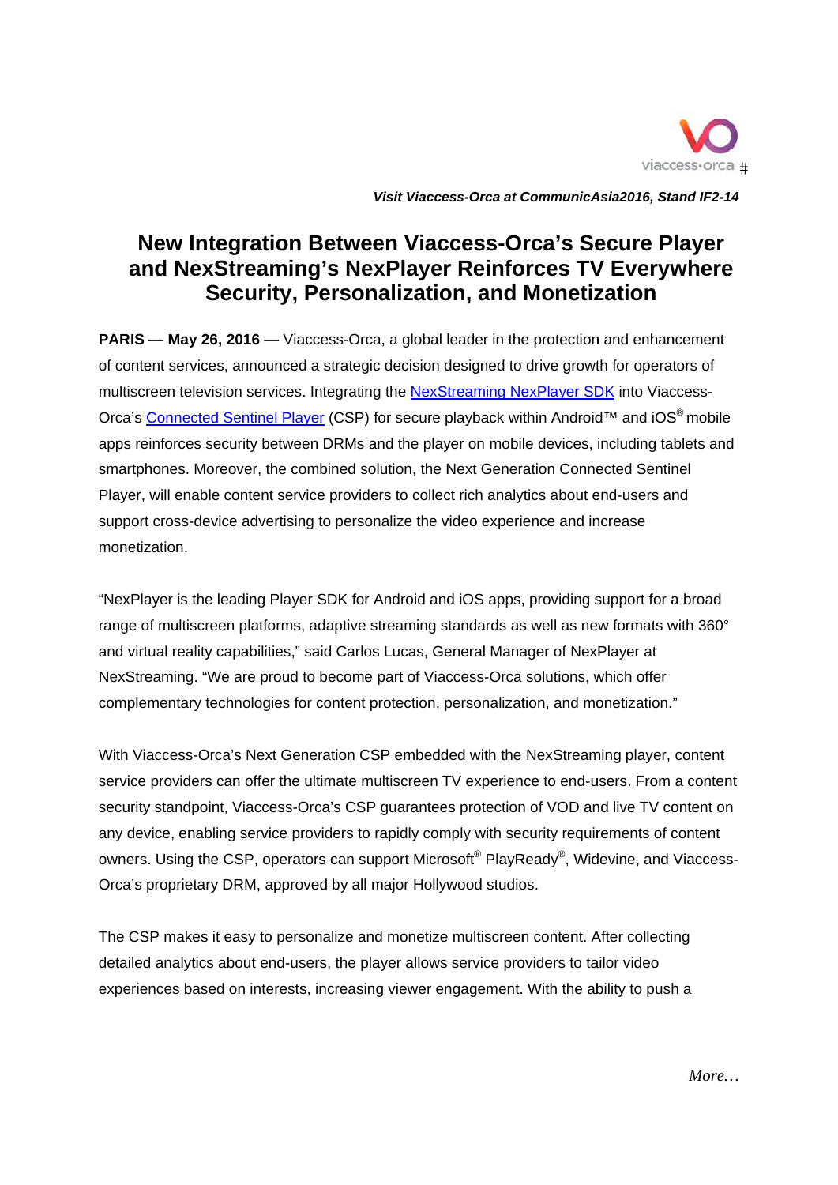viaccess-orca #

***Visit Viaccess-Orca at CommunicAsia2016, Stand IF2-14***

# New Integration Between Viaccess-Orca's Secure Player and NexStreaming's NexPlayer Reinforces TV Everywhere Security, Personalization, and Monetization

**PARIS — May 26, 2016 —** Viaccess-Orca, a global leader in the protection and enhancement of content services, announced a strategic decision designed to drive growth for operators of multiscreen television services. Integrating the [NexStreaming NexPlayer SDK]() into Viaccess-Orca's [Connected Sentinel Player]() (CSP) for secure playback within Android™ and iOS® mobile apps reinforces security between DRMs and the player on mobile devices, including tablets and smartphones. Moreover, the combined solution, the Next Generation Connected Sentinel Player, will enable content service providers to collect rich analytics about end-users and support cross-device advertising to personalize the video experience and increase monetization.

"NexPlayer is the leading Player SDK for Android and iOS apps, providing support for a broad range of multiscreen platforms, adaptive streaming standards as well as new formats with 360° and virtual reality capabilities," said Carlos Lucas, General Manager of NexPlayer at NexStreaming. "We are proud to become part of Viaccess-Orca solutions, which offer complementary technologies for content protection, personalization, and monetization."

With Viaccess-Orca's Next Generation CSP embedded with the NexStreaming player, content service providers can offer the ultimate multiscreen TV experience to end-users. From a content security standpoint, Viaccess-Orca's CSP guarantees protection of VOD and live TV content on any device, enabling service providers to rapidly comply with security requirements of content owners. Using the CSP, operators can support Microsoft® PlayReady®, Widevine, and Viaccess-Orca's proprietary DRM, approved by all major Hollywood studios.

The CSP makes it easy to personalize and monetize multiscreen content. After collecting detailed analytics about end-users, the player allows service providers to tailor video experiences based on interests, increasing viewer engagement. With the ability to push a

*More…*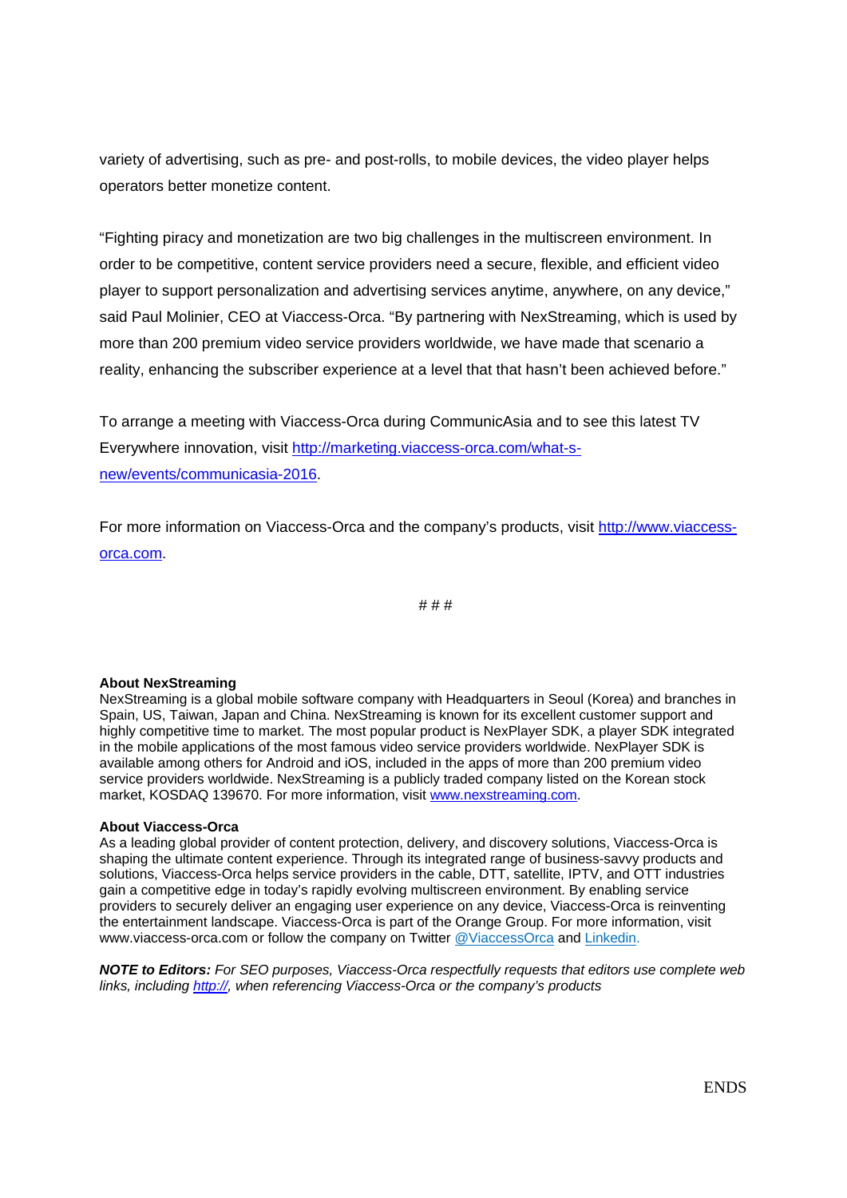variety of advertising, such as pre- and post-rolls, to mobile devices, the video player helps operators better monetize content.

“Fighting piracy and monetization are two big challenges in the multiscreen environment. In order to be competitive, content service providers need a secure, flexible, and efficient video player to support personalization and advertising services anytime, anywhere, on any device,” said Paul Molinier, CEO at Viaccess-Orca. “By partnering with NexStreaming, which is used by more than 200 premium video service providers worldwide, we have made that scenario a reality, enhancing the subscriber experience at a level that that hasn’t been achieved before.”

To arrange a meeting with Viaccess-Orca during CommunicAsia and to see this latest TV Everywhere innovation, visit [http://marketing.viaccess-orca.com/what-s-new/events/communicasia-2016](http://marketing.viaccess-orca.com/what-s-new/events/communicasia-2016).

For more information on Viaccess-Orca and the company’s products, visit [http://www.viaccess-orca.com](http://www.viaccess-orca.com).

# # #

**About NexStreaming**
NexStreaming is a global mobile software company with Headquarters in Seoul (Korea) and branches in Spain, US, Taiwan, Japan and China. NexStreaming is known for its excellent customer support and highly competitive time to market. The most popular product is NexPlayer SDK, a player SDK integrated in the mobile applications of the most famous video service providers worldwide. NexPlayer SDK is available among others for Android and iOS, included in the apps of more than 200 premium video service providers worldwide. NexStreaming is a publicly traded company listed on the Korean stock market, KOSDAQ 139670. For more information, visit [www.nexstreaming.com](http://www.nexstreaming.com).

**About Viaccess-Orca**
As a leading global provider of content protection, delivery, and discovery solutions, Viaccess-Orca is shaping the ultimate content experience. Through its integrated range of business-savvy products and solutions, Viaccess-Orca helps service providers in the cable, DTT, satellite, IPTV, and OTT industries gain a competitive edge in today’s rapidly evolving multiscreen environment. By enabling service providers to securely deliver an engaging user experience on any device, Viaccess-Orca is reinventing the entertainment landscape. Viaccess-Orca is part of the Orange Group. For more information, visit www.viaccess-orca.com or follow the company on Twitter @ViaccessOrca and Linkedin.

***NOTE to Editors:*** *For SEO purposes, Viaccess-Orca respectfully requests that editors use complete web links, including http://, when referencing Viaccess-Orca or the company’s products*

ENDS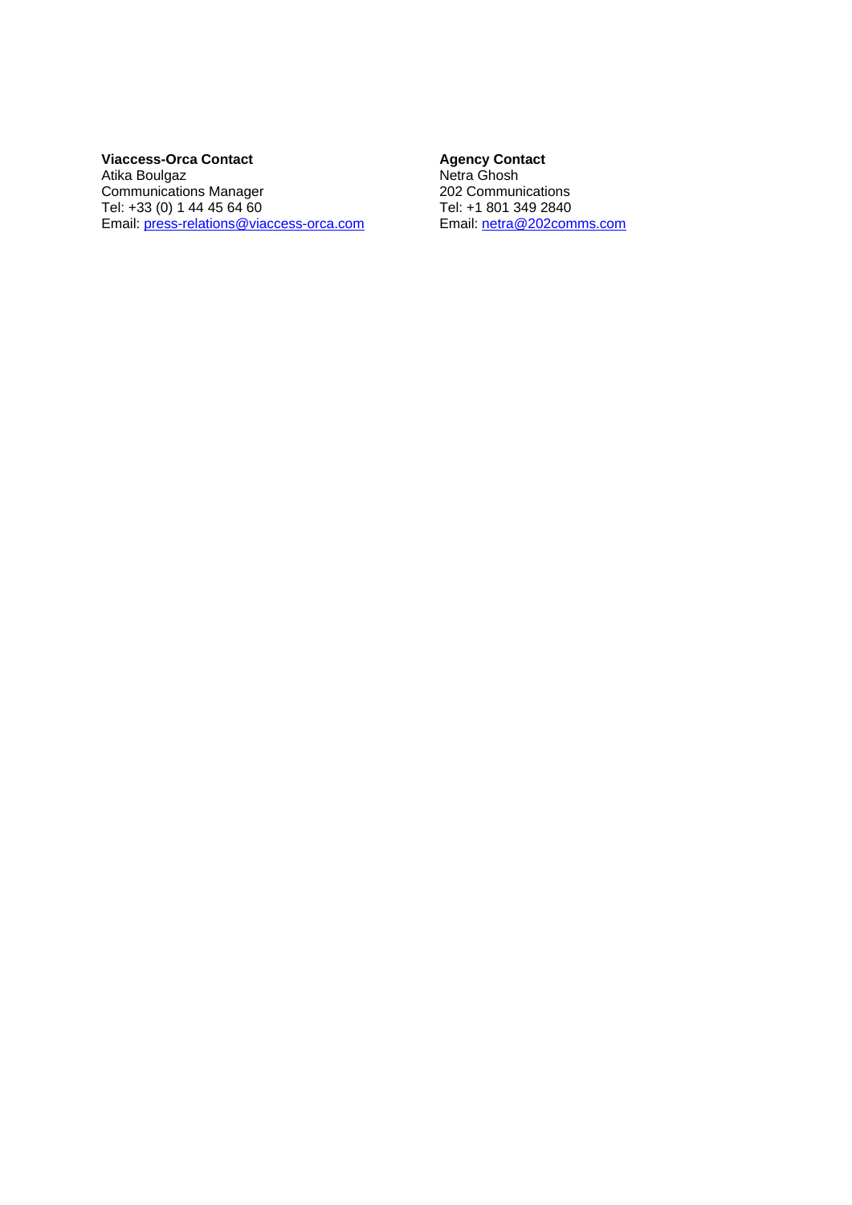**Viaccess-Orca Contact**
Atika Boulgaz
Communications Manager
Tel: +33 (0) 1 44 45 64 60
Email: press-relations@viaccess-orca.com

**Agency Contact**
Netra Ghosh
202 Communications
Tel: +1 801 349 2840
Email: netra@202comms.com